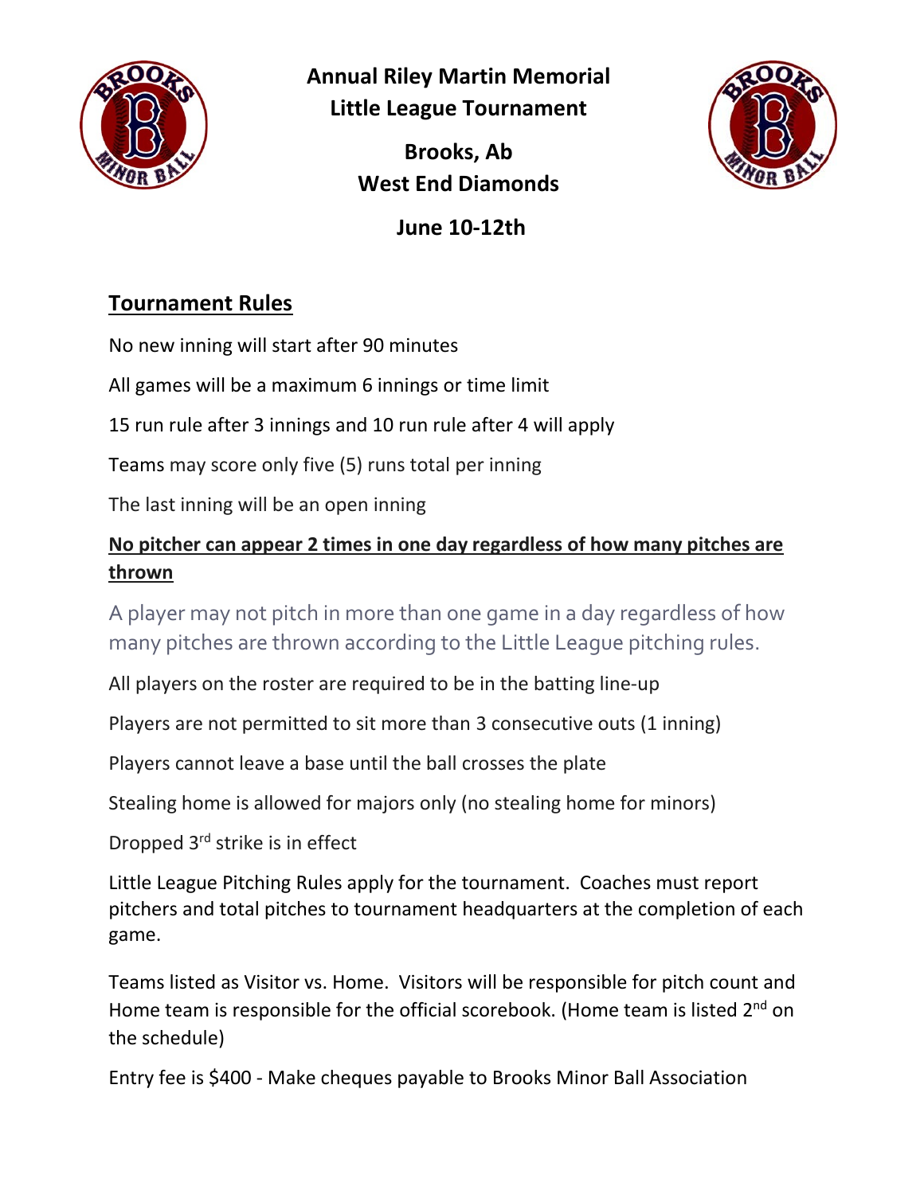**Annual Riley Martin Memorial**
**Little League Tournament**

**Brooks, Ab**
**West End Diamonds**

**June 10-12th**

## Tournament Rules

No new inning will start after 90 minutes

All games will be a maximum 6 innings or time limit

15 run rule after 3 innings and 10 run rule after 4 will apply

Teams may score only five (5) runs total per inning

The last inning will be an open inning

**No pitcher can appear 2 times in one day regardless of how many pitches are thrown**

A player may not pitch in more than one game in a day regardless of how many pitches are thrown according to the Little League pitching rules.

All players on the roster are required to be in the batting line-up

Players are not permitted to sit more than 3 consecutive outs (1 inning)

Players cannot leave a base until the ball crosses the plate

Stealing home is allowed for majors only (no stealing home for minors)

Dropped 3rd strike is in effect

Little League Pitching Rules apply for the tournament. Coaches must report pitchers and total pitches to tournament headquarters at the completion of each game.

Teams listed as Visitor vs. Home. Visitors will be responsible for pitch count and Home team is responsible for the official scorebook. (Home team is listed 2nd on the schedule)

Entry fee is $400 - Make cheques payable to Brooks Minor Ball Association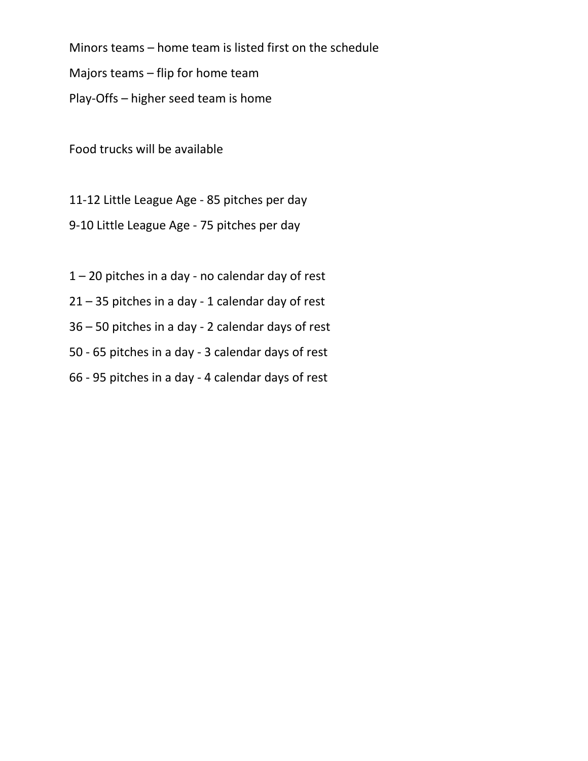Minors teams – home team is listed first on the schedule

Majors teams – flip for home team

Play-Offs – higher seed team is home

Food trucks will be available

11-12 Little League Age - 85 pitches per day

9-10 Little League Age - 75 pitches per day

1 – 20 pitches in a day - no calendar day of rest

21 – 35 pitches in a day - 1 calendar day of rest

36 – 50 pitches in a day - 2 calendar days of rest

50 - 65 pitches in a day - 3 calendar days of rest

66 - 95 pitches in a day - 4 calendar days of rest